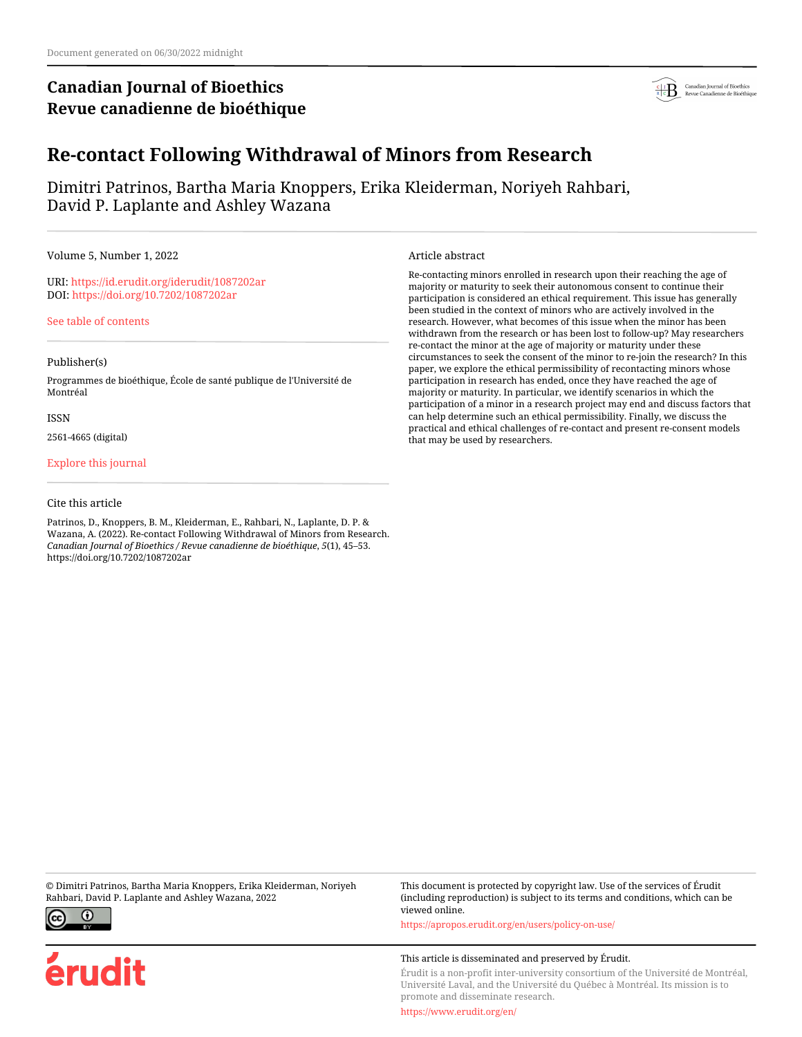Document generated on 06/30/2022 midnight

**Canadian Journal of Bioethics**
**Revue canadienne de bioéthique**

# Re-contact Following Withdrawal of Minors from Research

Dimitri Patrinos, Bartha Maria Knoppers, Erika Kleiderman, Noriyeh Rahbari, David P. Laplante and Ashley Wazana

Volume 5, Number 1, 2022

URI: https://id.erudit.org/iderudit/1087202ar
DOI: https://doi.org/10.7202/1087202ar

See table of contents

Publisher(s)

Programmes de bioéthique, École de santé publique de l'Université de Montréal

ISSN

2561-4665 (digital)

Explore this journal

Cite this article

Patrinos, D., Knoppers, B. M., Kleiderman, E., Rahbari, N., Laplante, D. P. & Wazana, A. (2022). Re-contact Following Withdrawal of Minors from Research. *Canadian Journal of Bioethics / Revue canadienne de bioéthique*, *5*(1), 45–53. https://doi.org/10.7202/1087202ar

Article abstract

Re-contacting minors enrolled in research upon their reaching the age of majority or maturity to seek their autonomous consent to continue their participation is considered an ethical requirement. This issue has generally been studied in the context of minors who are actively involved in the research. However, what becomes of this issue when the minor has been withdrawn from the research or has been lost to follow-up? May researchers re-contact the minor at the age of majority or maturity under these circumstances to seek the consent of the minor to re-join the research? In this paper, we explore the ethical permissibility of recontacting minors whose participation in research has ended, once they have reached the age of majority or maturity. In particular, we identify scenarios in which the participation of a minor in a research project may end and discuss factors that can help determine such an ethical permissibility. Finally, we discuss the practical and ethical challenges of re-contact and present re-consent models that may be used by researchers.

© Dimitri Patrinos, Bartha Maria Knoppers, Erika Kleiderman, Noriyeh Rahbari, David P. Laplante and Ashley Wazana, 2022

This document is protected by copyright law. Use of the services of Érudit (including reproduction) is subject to its terms and conditions, which can be viewed online.

https://apropos.erudit.org/en/users/policy-on-use/

This article is disseminated and preserved by Érudit.

Érudit is a non-profit inter-university consortium of the Université de Montréal, Université Laval, and the Université du Québec à Montréal. Its mission is to promote and disseminate research.

https://www.erudit.org/en/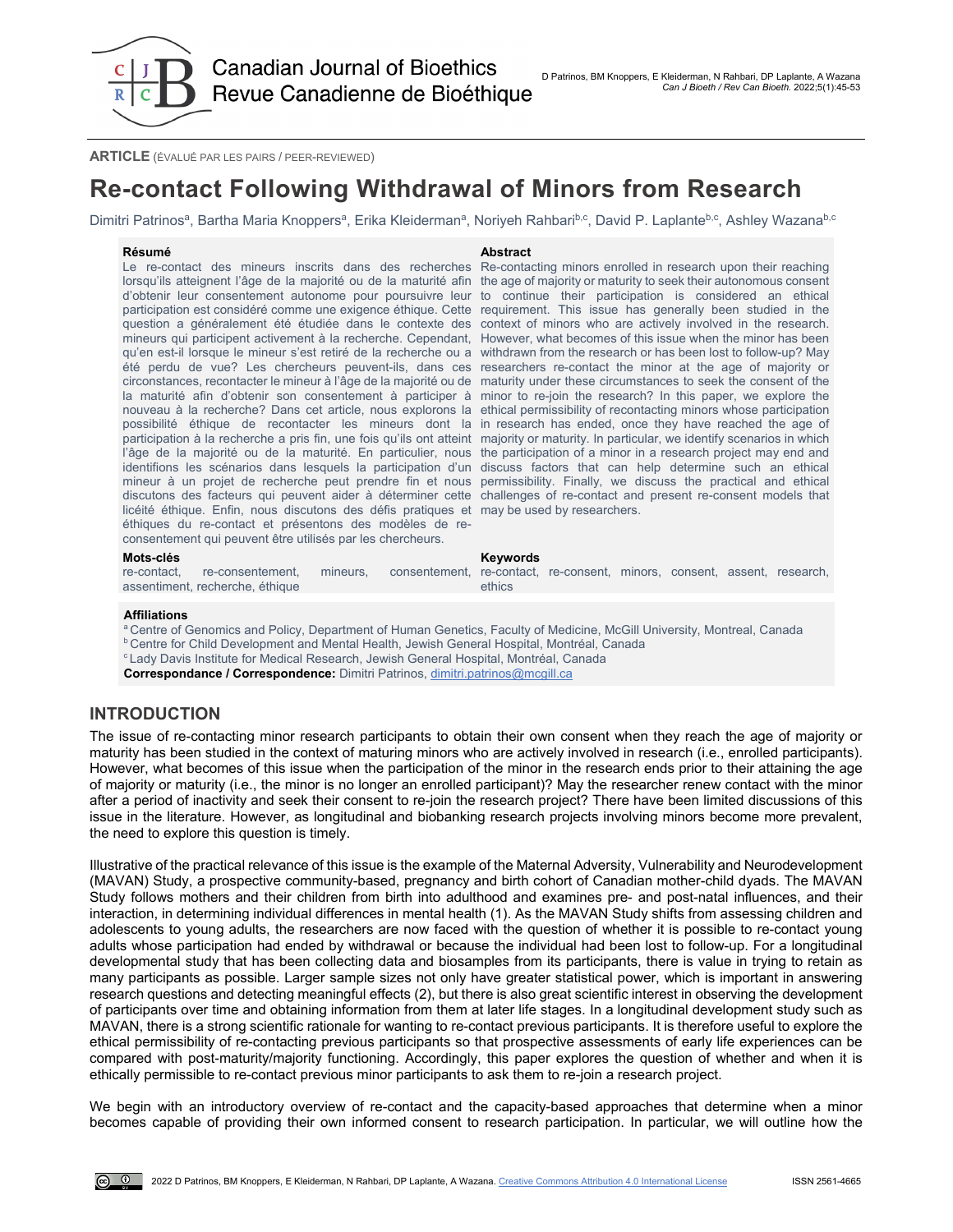ARTICLE (ÉVALUÉ PAR LES PAIRS / PEER-REVIEWED)

# Re-contact Following Withdrawal of Minors from Research

Dimitri Patrinos[a], Bartha Maria Knoppers[a], Erika Kleiderman[a], Noriyeh Rahbari[b,c], David P. Laplante[b,c], Ashley Wazana[b,c]

**Résumé**

Le re-contact des mineurs inscrits dans des recherches lorsqu'ils atteignent l'âge de la majorité ou de la maturité afin d'obtenir leur consentement autonome pour poursuivre leur participation est considéré comme une exigence éthique. Cette question a généralement été étudiée dans le contexte des mineurs qui participent activement à la recherche. Cependant, qu'en est-il lorsque le mineur s'est retiré de la recherche ou a été perdu de vue? Les chercheurs peuvent-ils, dans ces circonstances, recontacter le mineur à l'âge de la majorité ou de la maturité afin d'obtenir son consentement à participer à nouveau à la recherche? Dans cet article, nous explorons la possibilité éthique de recontacter les mineurs dont la participation à la recherche a pris fin, une fois qu'ils ont atteint l'âge de la majorité ou de la maturité. En particulier, nous identifions les scénarios dans lesquels la participation d'un mineur à un projet de recherche peut prendre fin et nous discutons des facteurs qui peuvent aider à déterminer cette licéité éthique. Enfin, nous discutons des défis pratiques et éthiques du re-contact et présentons des modèles de re-consentement qui peuvent être utilisés par les chercheurs.

**Mots-clés**

re-contact, re-consentement, mineurs, consentement, assentiment, recherche, éthique

**Abstract**

Re-contacting minors enrolled in research upon their reaching the age of majority or maturity to seek their autonomous consent to continue their participation is considered an ethical requirement. This issue has generally been studied in the context of minors who are actively involved in the research. However, what becomes of this issue when the minor has been withdrawn from the research or has been lost to follow-up? May researchers re-contact the minor at the age of majority or maturity under these circumstances to seek the consent of the minor to re-join the research? In this paper, we explore the ethical permissibility of recontacting minors whose participation in research has ended, once they have reached the age of majority or maturity. In particular, we identify scenarios in which the participation of a minor in a research project may end and discuss factors that can help determine such an ethical permissibility. Finally, we discuss the practical and ethical challenges of re-contact and present re-consent models that may be used by researchers.

**Keywords**

re-contact, re-consent, minors, consent, assent, research, ethics

**Affiliations**

[a] Centre of Genomics and Policy, Department of Human Genetics, Faculty of Medicine, McGill University, Montreal, Canada
[b] Centre for Child Development and Mental Health, Jewish General Hospital, Montréal, Canada
[c] Lady Davis Institute for Medical Research, Jewish General Hospital, Montréal, Canada

**Correspondance / Correspondence:** Dimitri Patrinos, dimitri.patrinos@mcgill.ca

## INTRODUCTION

The issue of re-contacting minor research participants to obtain their own consent when they reach the age of majority or maturity has been studied in the context of maturing minors who are actively involved in research (i.e., enrolled participants). However, what becomes of this issue when the participation of the minor in the research ends prior to their attaining the age of majority or maturity (i.e., the minor is no longer an enrolled participant)? May the researcher renew contact with the minor after a period of inactivity and seek their consent to re-join the research project? There have been limited discussions of this issue in the literature. However, as longitudinal and biobanking research projects involving minors become more prevalent, the need to explore this question is timely.

Illustrative of the practical relevance of this issue is the example of the Maternal Adversity, Vulnerability and Neurodevelopment (MAVAN) Study, a prospective community-based, pregnancy and birth cohort of Canadian mother-child dyads. The MAVAN Study follows mothers and their children from birth into adulthood and examines pre- and post-natal influences, and their interaction, in determining individual differences in mental health (1). As the MAVAN Study shifts from assessing children and adolescents to young adults, the researchers are now faced with the question of whether it is possible to re-contact young adults whose participation had ended by withdrawal or because the individual had been lost to follow-up. For a longitudinal developmental study that has been collecting data and biosamples from its participants, there is value in trying to retain as many participants as possible. Larger sample sizes not only have greater statistical power, which is important in answering research questions and detecting meaningful effects (2), but there is also great scientific interest in observing the development of participants over time and obtaining information from them at later life stages. In a longitudinal development study such as MAVAN, there is a strong scientific rationale for wanting to re-contact previous participants. It is therefore useful to explore the ethical permissibility of re-contacting previous participants so that prospective assessments of early life experiences can be compared with post-maturity/majority functioning. Accordingly, this paper explores the question of whether and when it is ethically permissible to re-contact previous minor participants to ask them to re-join a research project.

We begin with an introductory overview of re-contact and the capacity-based approaches that determine when a minor becomes capable of providing their own informed consent to research participation. In particular, we will outline how the

2022 D Patrinos, BM Knoppers, E Kleiderman, N Rahbari, DP Laplante, A Wazana. Creative Commons Attribution 4.0 International License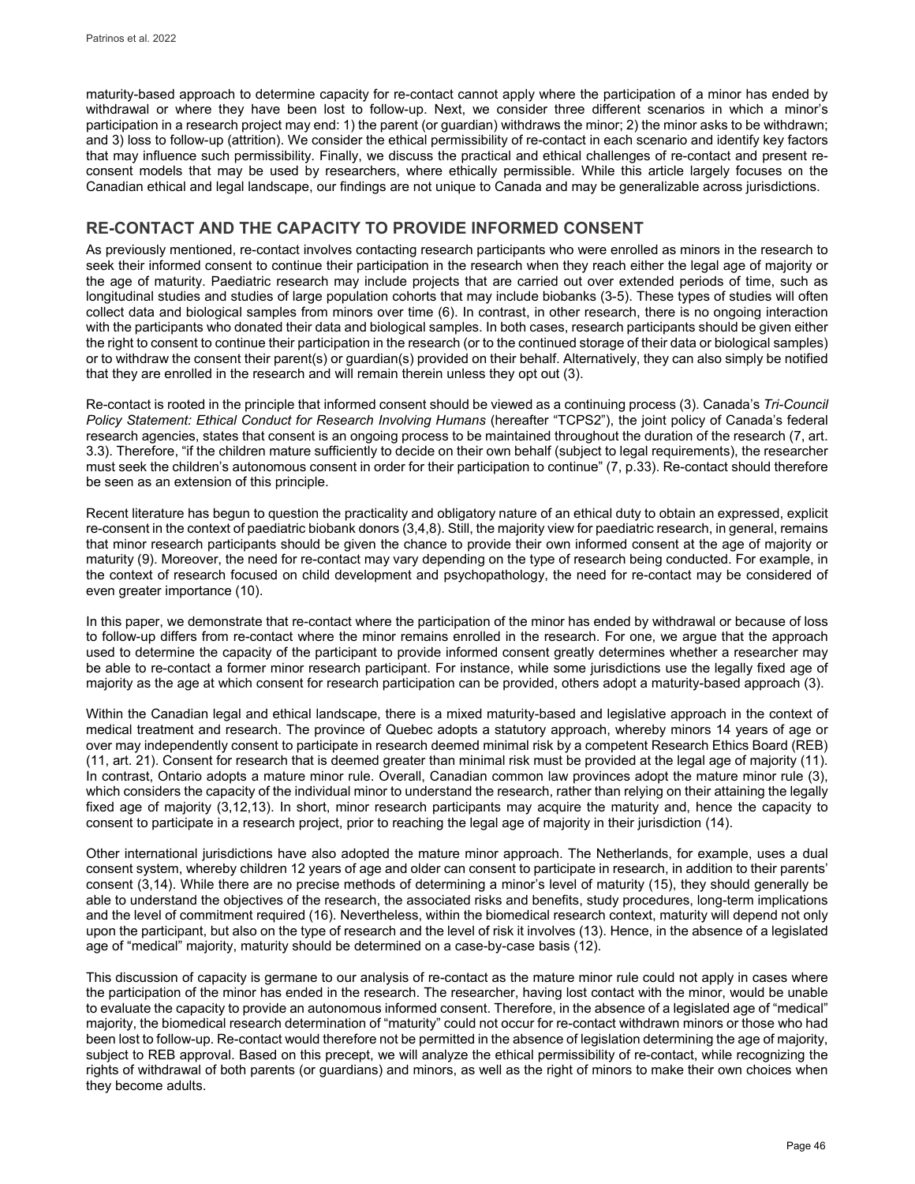maturity-based approach to determine capacity for re-contact cannot apply where the participation of a minor has ended by withdrawal or where they have been lost to follow-up. Next, we consider three different scenarios in which a minor's participation in a research project may end: 1) the parent (or guardian) withdraws the minor; 2) the minor asks to be withdrawn; and 3) loss to follow-up (attrition). We consider the ethical permissibility of re-contact in each scenario and identify key factors that may influence such permissibility. Finally, we discuss the practical and ethical challenges of re-contact and present re-consent models that may be used by researchers, where ethically permissible. While this article largely focuses on the Canadian ethical and legal landscape, our findings are not unique to Canada and may be generalizable across jurisdictions.

## RE-CONTACT AND THE CAPACITY TO PROVIDE INFORMED CONSENT

As previously mentioned, re-contact involves contacting research participants who were enrolled as minors in the research to seek their informed consent to continue their participation in the research when they reach either the legal age of majority or the age of maturity. Paediatric research may include projects that are carried out over extended periods of time, such as longitudinal studies and studies of large population cohorts that may include biobanks (3-5). These types of studies will often collect data and biological samples from minors over time (6). In contrast, in other research, there is no ongoing interaction with the participants who donated their data and biological samples. In both cases, research participants should be given either the right to consent to continue their participation in the research (or to the continued storage of their data or biological samples) or to withdraw the consent their parent(s) or guardian(s) provided on their behalf. Alternatively, they can also simply be notified that they are enrolled in the research and will remain therein unless they opt out (3).

Re-contact is rooted in the principle that informed consent should be viewed as a continuing process (3). Canada's *Tri-Council Policy Statement: Ethical Conduct for Research Involving Humans* (hereafter "TCPS2"), the joint policy of Canada's federal research agencies, states that consent is an ongoing process to be maintained throughout the duration of the research (7, art. 3.3). Therefore, "if the children mature sufficiently to decide on their own behalf (subject to legal requirements), the researcher must seek the children's autonomous consent in order for their participation to continue" (7, p.33). Re-contact should therefore be seen as an extension of this principle.

Recent literature has begun to question the practicality and obligatory nature of an ethical duty to obtain an expressed, explicit re-consent in the context of paediatric biobank donors (3,4,8). Still, the majority view for paediatric research, in general, remains that minor research participants should be given the chance to provide their own informed consent at the age of majority or maturity (9). Moreover, the need for re-contact may vary depending on the type of research being conducted. For example, in the context of research focused on child development and psychopathology, the need for re-contact may be considered of even greater importance (10).

In this paper, we demonstrate that re-contact where the participation of the minor has ended by withdrawal or because of loss to follow-up differs from re-contact where the minor remains enrolled in the research. For one, we argue that the approach used to determine the capacity of the participant to provide informed consent greatly determines whether a researcher may be able to re-contact a former minor research participant. For instance, while some jurisdictions use the legally fixed age of majority as the age at which consent for research participation can be provided, others adopt a maturity-based approach (3).

Within the Canadian legal and ethical landscape, there is a mixed maturity-based and legislative approach in the context of medical treatment and research. The province of Quebec adopts a statutory approach, whereby minors 14 years of age or over may independently consent to participate in research deemed minimal risk by a competent Research Ethics Board (REB) (11, art. 21). Consent for research that is deemed greater than minimal risk must be provided at the legal age of majority (11). In contrast, Ontario adopts a mature minor rule. Overall, Canadian common law provinces adopt the mature minor rule (3), which considers the capacity of the individual minor to understand the research, rather than relying on their attaining the legally fixed age of majority (3,12,13). In short, minor research participants may acquire the maturity and, hence the capacity to consent to participate in a research project, prior to reaching the legal age of majority in their jurisdiction (14).

Other international jurisdictions have also adopted the mature minor approach. The Netherlands, for example, uses a dual consent system, whereby children 12 years of age and older can consent to participate in research, in addition to their parents' consent (3,14). While there are no precise methods of determining a minor's level of maturity (15), they should generally be able to understand the objectives of the research, the associated risks and benefits, study procedures, long-term implications and the level of commitment required (16). Nevertheless, within the biomedical research context, maturity will depend not only upon the participant, but also on the type of research and the level of risk it involves (13). Hence, in the absence of a legislated age of "medical" majority, maturity should be determined on a case-by-case basis (12).

This discussion of capacity is germane to our analysis of re-contact as the mature minor rule could not apply in cases where the participation of the minor has ended in the research. The researcher, having lost contact with the minor, would be unable to evaluate the capacity to provide an autonomous informed consent. Therefore, in the absence of a legislated age of "medical" majority, the biomedical research determination of "maturity" could not occur for re-contact withdrawn minors or those who had been lost to follow-up. Re-contact would therefore not be permitted in the absence of legislation determining the age of majority, subject to REB approval. Based on this precept, we will analyze the ethical permissibility of re-contact, while recognizing the rights of withdrawal of both parents (or guardians) and minors, as well as the right of minors to make their own choices when they become adults.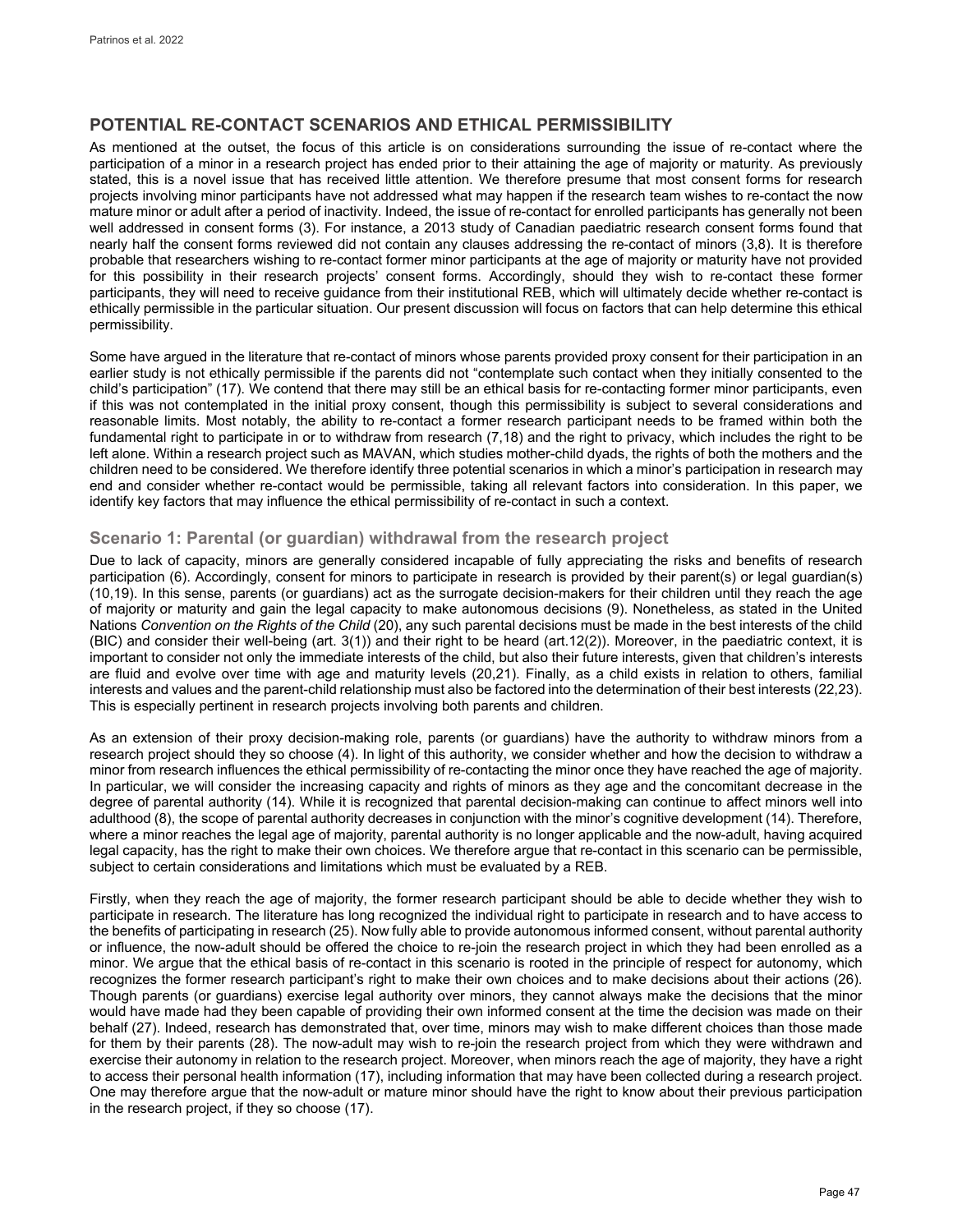## POTENTIAL RE-CONTACT SCENARIOS AND ETHICAL PERMISSIBILITY

As mentioned at the outset, the focus of this article is on considerations surrounding the issue of re-contact where the participation of a minor in a research project has ended prior to their attaining the age of majority or maturity. As previously stated, this is a novel issue that has received little attention. We therefore presume that most consent forms for research projects involving minor participants have not addressed what may happen if the research team wishes to re-contact the now mature minor or adult after a period of inactivity. Indeed, the issue of re-contact for enrolled participants has generally not been well addressed in consent forms (3). For instance, a 2013 study of Canadian paediatric research consent forms found that nearly half the consent forms reviewed did not contain any clauses addressing the re-contact of minors (3,8). It is therefore probable that researchers wishing to re-contact former minor participants at the age of majority or maturity have not provided for this possibility in their research projects' consent forms. Accordingly, should they wish to re-contact these former participants, they will need to receive guidance from their institutional REB, which will ultimately decide whether re-contact is ethically permissible in the particular situation. Our present discussion will focus on factors that can help determine this ethical permissibility.

Some have argued in the literature that re-contact of minors whose parents provided proxy consent for their participation in an earlier study is not ethically permissible if the parents did not "contemplate such contact when they initially consented to the child's participation" (17). We contend that there may still be an ethical basis for re-contacting former minor participants, even if this was not contemplated in the initial proxy consent, though this permissibility is subject to several considerations and reasonable limits. Most notably, the ability to re-contact a former research participant needs to be framed within both the fundamental right to participate in or to withdraw from research (7,18) and the right to privacy, which includes the right to be left alone. Within a research project such as MAVAN, which studies mother-child dyads, the rights of both the mothers and the children need to be considered. We therefore identify three potential scenarios in which a minor's participation in research may end and consider whether re-contact would be permissible, taking all relevant factors into consideration. In this paper, we identify key factors that may influence the ethical permissibility of re-contact in such a context.

### Scenario 1: Parental (or guardian) withdrawal from the research project

Due to lack of capacity, minors are generally considered incapable of fully appreciating the risks and benefits of research participation (6). Accordingly, consent for minors to participate in research is provided by their parent(s) or legal guardian(s) (10,19). In this sense, parents (or guardians) act as the surrogate decision-makers for their children until they reach the age of majority or maturity and gain the legal capacity to make autonomous decisions (9). Nonetheless, as stated in the United Nations *Convention on the Rights of the Child* (20), any such parental decisions must be made in the best interests of the child (BIC) and consider their well-being (art. 3(1)) and their right to be heard (art.12(2)). Moreover, in the paediatric context, it is important to consider not only the immediate interests of the child, but also their future interests, given that children's interests are fluid and evolve over time with age and maturity levels (20,21). Finally, as a child exists in relation to others, familial interests and values and the parent-child relationship must also be factored into the determination of their best interests (22,23). This is especially pertinent in research projects involving both parents and children.

As an extension of their proxy decision-making role, parents (or guardians) have the authority to withdraw minors from a research project should they so choose (4). In light of this authority, we consider whether and how the decision to withdraw a minor from research influences the ethical permissibility of re-contacting the minor once they have reached the age of majority. In particular, we will consider the increasing capacity and rights of minors as they age and the concomitant decrease in the degree of parental authority (14). While it is recognized that parental decision-making can continue to affect minors well into adulthood (8), the scope of parental authority decreases in conjunction with the minor's cognitive development (14). Therefore, where a minor reaches the legal age of majority, parental authority is no longer applicable and the now-adult, having acquired legal capacity, has the right to make their own choices. We therefore argue that re-contact in this scenario can be permissible, subject to certain considerations and limitations which must be evaluated by a REB.

Firstly, when they reach the age of majority, the former research participant should be able to decide whether they wish to participate in research. The literature has long recognized the individual right to participate in research and to have access to the benefits of participating in research (25). Now fully able to provide autonomous informed consent, without parental authority or influence, the now-adult should be offered the choice to re-join the research project in which they had been enrolled as a minor. We argue that the ethical basis of re-contact in this scenario is rooted in the principle of respect for autonomy, which recognizes the former research participant's right to make their own choices and to make decisions about their actions (26). Though parents (or guardians) exercise legal authority over minors, they cannot always make the decisions that the minor would have made had they been capable of providing their own informed consent at the time the decision was made on their behalf (27). Indeed, research has demonstrated that, over time, minors may wish to make different choices than those made for them by their parents (28). The now-adult may wish to re-join the research project from which they were withdrawn and exercise their autonomy in relation to the research project. Moreover, when minors reach the age of majority, they have a right to access their personal health information (17), including information that may have been collected during a research project. One may therefore argue that the now-adult or mature minor should have the right to know about their previous participation in the research project, if they so choose (17).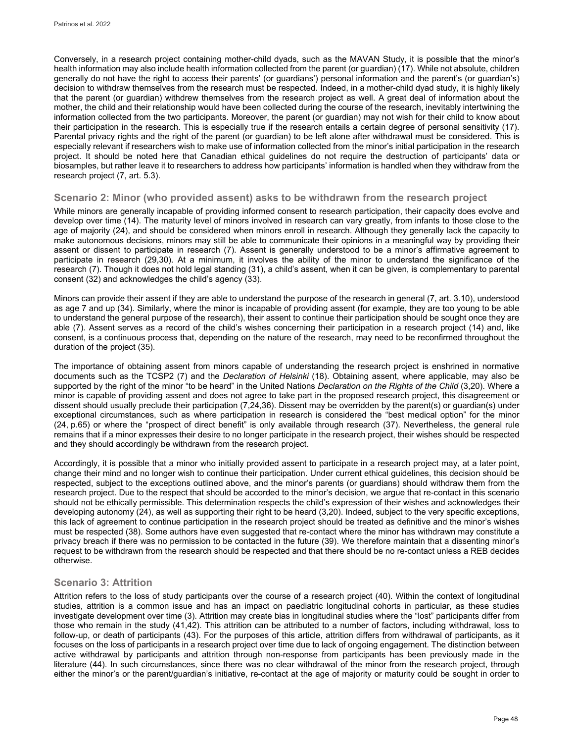Conversely, in a research project containing mother-child dyads, such as the MAVAN Study, it is possible that the minor's health information may also include health information collected from the parent (or guardian) (17). While not absolute, children generally do not have the right to access their parents' (or guardians') personal information and the parent's (or guardian's) decision to withdraw themselves from the research must be respected. Indeed, in a mother-child dyad study, it is highly likely that the parent (or guardian) withdrew themselves from the research project as well. A great deal of information about the mother, the child and their relationship would have been collected during the course of the research, inevitably intertwining the information collected from the two participants. Moreover, the parent (or guardian) may not wish for their child to know about their participation in the research. This is especially true if the research entails a certain degree of personal sensitivity (17). Parental privacy rights and the right of the parent (or guardian) to be left alone after withdrawal must be considered. This is especially relevant if researchers wish to make use of information collected from the minor's initial participation in the research project. It should be noted here that Canadian ethical guidelines do not require the destruction of participants' data or biosamples, but rather leave it to researchers to address how participants' information is handled when they withdraw from the research project (7, art. 5.3).

## Scenario 2: Minor (who provided assent) asks to be withdrawn from the research project

While minors are generally incapable of providing informed consent to research participation, their capacity does evolve and develop over time (14). The maturity level of minors involved in research can vary greatly, from infants to those close to the age of majority (24), and should be considered when minors enroll in research. Although they generally lack the capacity to make autonomous decisions, minors may still be able to communicate their opinions in a meaningful way by providing their assent or dissent to participate in research (7). Assent is generally understood to be a minor's affirmative agreement to participate in research (29,30). At a minimum, it involves the ability of the minor to understand the significance of the research (7). Though it does not hold legal standing (31), a child's assent, when it can be given, is complementary to parental consent (32) and acknowledges the child's agency (33).

Minors can provide their assent if they are able to understand the purpose of the research in general (7, art. 3.10), understood as age 7 and up (34). Similarly, where the minor is incapable of providing assent (for example, they are too young to be able to understand the general purpose of the research), their assent to continue their participation should be sought once they are able (7). Assent serves as a record of the child's wishes concerning their participation in a research project (14) and, like consent, is a continuous process that, depending on the nature of the research, may need to be reconfirmed throughout the duration of the project (35).

The importance of obtaining assent from minors capable of understanding the research project is enshrined in normative documents such as the TCSP2 (7) and the *Declaration of Helsinki* (18). Obtaining assent, where applicable, may also be supported by the right of the minor "to be heard" in the United Nations *Declaration on the Rights of the Child* (3,20). Where a minor is capable of providing assent and does not agree to take part in the proposed research project, this disagreement or dissent should usually preclude their participation (7,24,36). Dissent may be overridden by the parent(s) or guardian(s) under exceptional circumstances, such as where participation in research is considered the "best medical option" for the minor (24, p.65) or where the "prospect of direct benefit" is only available through research (37). Nevertheless, the general rule remains that if a minor expresses their desire to no longer participate in the research project, their wishes should be respected and they should accordingly be withdrawn from the research project.

Accordingly, it is possible that a minor who initially provided assent to participate in a research project may, at a later point, change their mind and no longer wish to continue their participation. Under current ethical guidelines, this decision should be respected, subject to the exceptions outlined above, and the minor's parents (or guardians) should withdraw them from the research project. Due to the respect that should be accorded to the minor's decision, we argue that re-contact in this scenario should not be ethically permissible. This determination respects the child's expression of their wishes and acknowledges their developing autonomy (24), as well as supporting their right to be heard (3,20). Indeed, subject to the very specific exceptions, this lack of agreement to continue participation in the research project should be treated as definitive and the minor's wishes must be respected (38). Some authors have even suggested that re-contact where the minor has withdrawn may constitute a privacy breach if there was no permission to be contacted in the future (39). We therefore maintain that a dissenting minor's request to be withdrawn from the research should be respected and that there should be no re-contact unless a REB decides otherwise.

## Scenario 3: Attrition

Attrition refers to the loss of study participants over the course of a research project (40). Within the context of longitudinal studies, attrition is a common issue and has an impact on paediatric longitudinal cohorts in particular, as these studies investigate development over time (3). Attrition may create bias in longitudinal studies where the "lost" participants differ from those who remain in the study (41,42). This attrition can be attributed to a number of factors, including withdrawal, loss to follow-up, or death of participants (43). For the purposes of this article, attrition differs from withdrawal of participants, as it focuses on the loss of participants in a research project over time due to lack of ongoing engagement. The distinction between active withdrawal by participants and attrition through non-response from participants has been previously made in the literature (44). In such circumstances, since there was no clear withdrawal of the minor from the research project, through either the minor's or the parent/guardian's initiative, re-contact at the age of majority or maturity could be sought in order to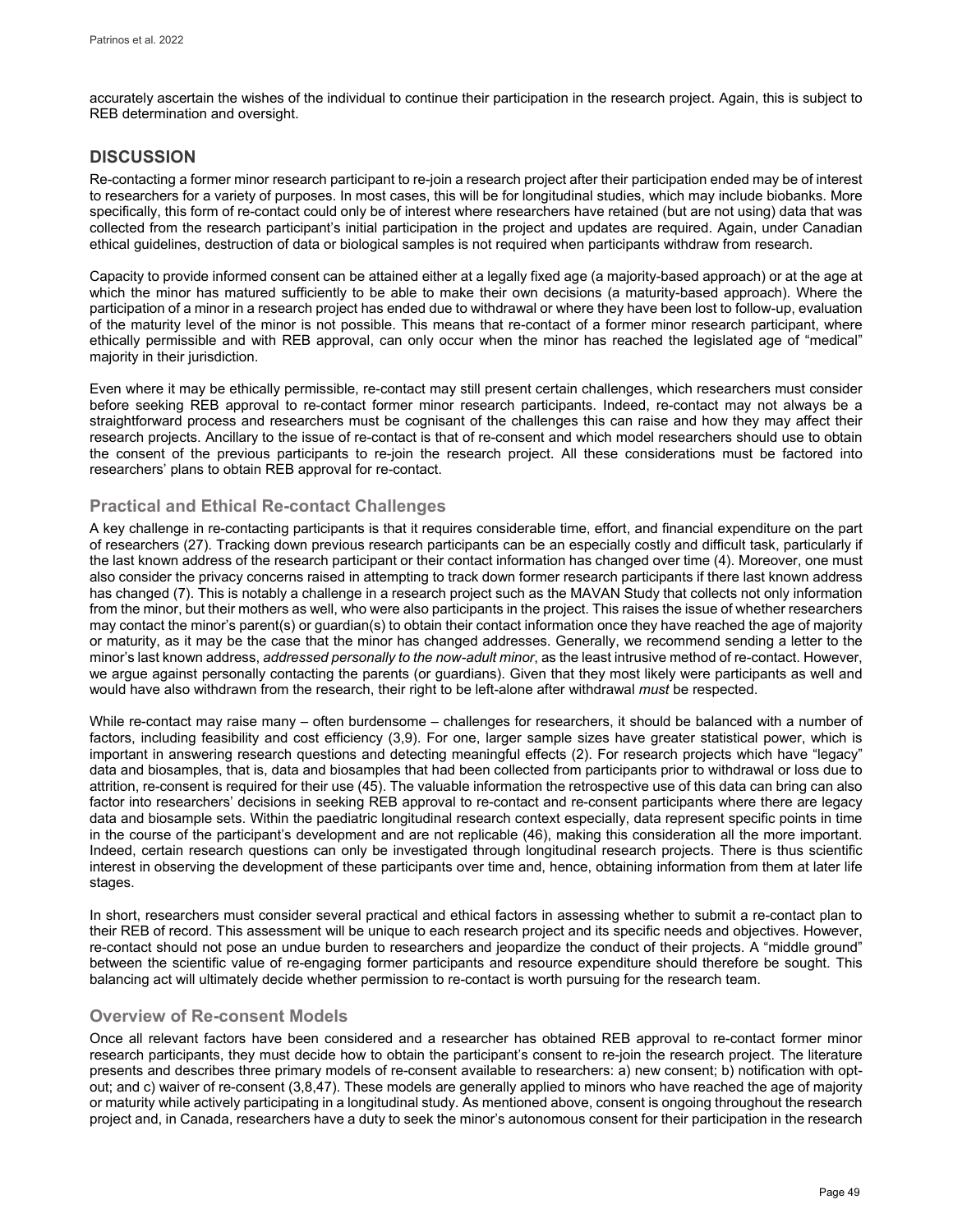accurately ascertain the wishes of the individual to continue their participation in the research project. Again, this is subject to REB determination and oversight.

## DISCUSSION

Re-contacting a former minor research participant to re-join a research project after their participation ended may be of interest to researchers for a variety of purposes. In most cases, this will be for longitudinal studies, which may include biobanks. More specifically, this form of re-contact could only be of interest where researchers have retained (but are not using) data that was collected from the research participant's initial participation in the project and updates are required. Again, under Canadian ethical guidelines, destruction of data or biological samples is not required when participants withdraw from research.

Capacity to provide informed consent can be attained either at a legally fixed age (a majority-based approach) or at the age at which the minor has matured sufficiently to be able to make their own decisions (a maturity-based approach). Where the participation of a minor in a research project has ended due to withdrawal or where they have been lost to follow-up, evaluation of the maturity level of the minor is not possible. This means that re-contact of a former minor research participant, where ethically permissible and with REB approval, can only occur when the minor has reached the legislated age of "medical" majority in their jurisdiction.

Even where it may be ethically permissible, re-contact may still present certain challenges, which researchers must consider before seeking REB approval to re-contact former minor research participants. Indeed, re-contact may not always be a straightforward process and researchers must be cognisant of the challenges this can raise and how they may affect their research projects. Ancillary to the issue of re-contact is that of re-consent and which model researchers should use to obtain the consent of the previous participants to re-join the research project. All these considerations must be factored into researchers' plans to obtain REB approval for re-contact.

### Practical and Ethical Re-contact Challenges

A key challenge in re-contacting participants is that it requires considerable time, effort, and financial expenditure on the part of researchers (27). Tracking down previous research participants can be an especially costly and difficult task, particularly if the last known address of the research participant or their contact information has changed over time (4). Moreover, one must also consider the privacy concerns raised in attempting to track down former research participants if their last known address has changed (7). This is notably a challenge in a research project such as the MAVAN Study that collects not only information from the minor, but their mothers as well, who were also participants in the project. This raises the issue of whether researchers may contact the minor's parent(s) or guardian(s) to obtain their contact information once they have reached the age of majority or maturity, as it may be the case that the minor has changed addresses. Generally, we recommend sending a letter to the minor's last known address, *addressed personally to the now-adult minor*, as the least intrusive method of re-contact. However, we argue against personally contacting the parents (or guardians). Given that they most likely were participants as well and would have also withdrawn from the research, their right to be left-alone after withdrawal *must* be respected.

While re-contact may raise many – often burdensome – challenges for researchers, it should be balanced with a number of factors, including feasibility and cost efficiency (3,9). For one, larger sample sizes have greater statistical power, which is important in answering research questions and detecting meaningful effects (2). For research projects which have "legacy" data and biosamples, that is, data and biosamples that had been collected from participants prior to withdrawal or loss due to attrition, re-consent is required for their use (45). The valuable information the retrospective use of this data can bring can also factor into researchers' decisions in seeking REB approval to re-contact and re-consent participants where there are legacy data and biosample sets. Within the paediatric longitudinal research context especially, data represent specific points in time in the course of the participant's development and are not replicable (46), making this consideration all the more important. Indeed, certain research questions can only be investigated through longitudinal research projects. There is thus scientific interest in observing the development of these participants over time and, hence, obtaining information from them at later life stages.

In short, researchers must consider several practical and ethical factors in assessing whether to submit a re-contact plan to their REB of record. This assessment will be unique to each research project and its specific needs and objectives. However, re-contact should not pose an undue burden to researchers and jeopardize the conduct of their projects. A "middle ground" between the scientific value of re-engaging former participants and resource expenditure should therefore be sought. This balancing act will ultimately decide whether permission to re-contact is worth pursuing for the research team.

### Overview of Re-consent Models

Once all relevant factors have been considered and a researcher has obtained REB approval to re-contact former minor research participants, they must decide how to obtain the participant's consent to re-join the research project. The literature presents and describes three primary models of re-consent available to researchers: a) new consent; b) notification with opt-out; and c) waiver of re-consent (3,8,47). These models are generally applied to minors who have reached the age of majority or maturity while actively participating in a longitudinal study. As mentioned above, consent is ongoing throughout the research project and, in Canada, researchers have a duty to seek the minor's autonomous consent for their participation in the research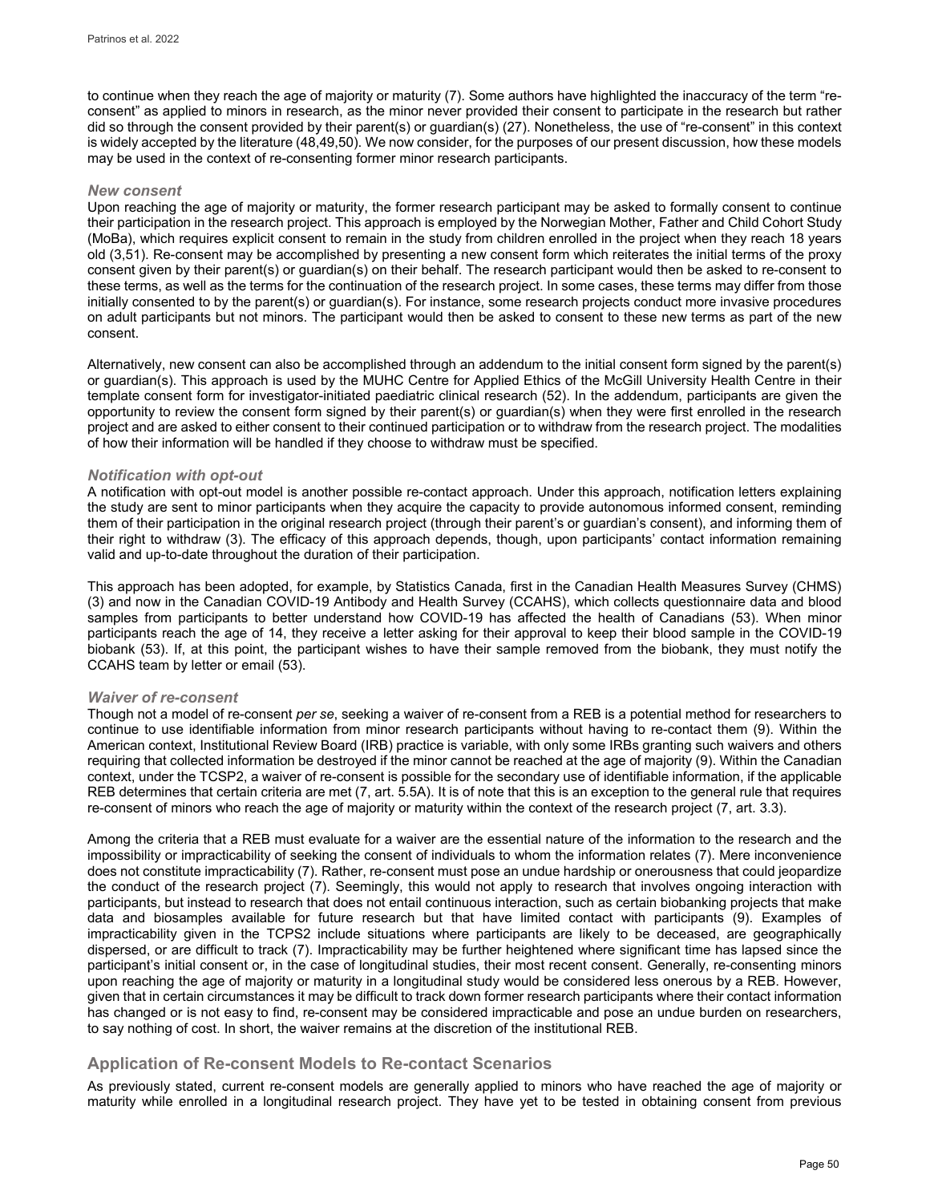to continue when they reach the age of majority or maturity (7). Some authors have highlighted the inaccuracy of the term "re-consent" as applied to minors in research, as the minor never provided their consent to participate in the research but rather did so through the consent provided by their parent(s) or guardian(s) (27). Nonetheless, the use of "re-consent" in this context is widely accepted by the literature (48,49,50). We now consider, for the purposes of our present discussion, how these models may be used in the context of re-consenting former minor research participants.

### *New consent*

Upon reaching the age of majority or maturity, the former research participant may be asked to formally consent to continue their participation in the research project. This approach is employed by the Norwegian Mother, Father and Child Cohort Study (MoBa), which requires explicit consent to remain in the study from children enrolled in the project when they reach 18 years old (3,51). Re-consent may be accomplished by presenting a new consent form which reiterates the initial terms of the proxy consent given by their parent(s) or guardian(s) on their behalf. The research participant would then be asked to re-consent to these terms, as well as the terms for the continuation of the research project. In some cases, these terms may differ from those initially consented to by the parent(s) or guardian(s). For instance, some research projects conduct more invasive procedures on adult participants but not minors. The participant would then be asked to consent to these new terms as part of the new consent.

Alternatively, new consent can also be accomplished through an addendum to the initial consent form signed by the parent(s) or guardian(s). This approach is used by the MUHC Centre for Applied Ethics of the McGill University Health Centre in their template consent form for investigator-initiated paediatric clinical research (52). In the addendum, participants are given the opportunity to review the consent form signed by their parent(s) or guardian(s) when they were first enrolled in the research project and are asked to either consent to their continued participation or to withdraw from the research project. The modalities of how their information will be handled if they choose to withdraw must be specified.

### *Notification with opt-out*

A notification with opt-out model is another possible re-contact approach. Under this approach, notification letters explaining the study are sent to minor participants when they acquire the capacity to provide autonomous informed consent, reminding them of their participation in the original research project (through their parent's or guardian's consent), and informing them of their right to withdraw (3). The efficacy of this approach depends, though, upon participants' contact information remaining valid and up-to-date throughout the duration of their participation.

This approach has been adopted, for example, by Statistics Canada, first in the Canadian Health Measures Survey (CHMS) (3) and now in the Canadian COVID-19 Antibody and Health Survey (CCAHS), which collects questionnaire data and blood samples from participants to better understand how COVID-19 has affected the health of Canadians (53). When minor participants reach the age of 14, they receive a letter asking for their approval to keep their blood sample in the COVID-19 biobank (53). If, at this point, the participant wishes to have their sample removed from the biobank, they must notify the CCAHS team by letter or email (53).

### *Waiver of re-consent*

Though not a model of re-consent *per se*, seeking a waiver of re-consent from a REB is a potential method for researchers to continue to use identifiable information from minor research participants without having to re-contact them (9). Within the American context, Institutional Review Board (IRB) practice is variable, with only some IRBs granting such waivers and others requiring that collected information be destroyed if the minor cannot be reached at the age of majority (9). Within the Canadian context, under the TCSP2, a waiver of re-consent is possible for the secondary use of identifiable information, if the applicable REB determines that certain criteria are met (7, art. 5.5A). It is of note that this is an exception to the general rule that requires re-consent of minors who reach the age of majority or maturity within the context of the research project (7, art. 3.3).

Among the criteria that a REB must evaluate for a waiver are the essential nature of the information to the research and the impossibility or impracticability of seeking the consent of individuals to whom the information relates (7). Mere inconvenience does not constitute impracticability (7). Rather, re-consent must pose an undue hardship or onerousness that could jeopardize the conduct of the research project (7). Seemingly, this would not apply to research that involves ongoing interaction with participants, but instead to research that does not entail continuous interaction, such as certain biobanking projects that make data and biosamples available for future research but that have limited contact with participants (9). Examples of impracticability given in the TCPS2 include situations where participants are likely to be deceased, are geographically dispersed, or are difficult to track (7). Impracticability may be further heightened where significant time has lapsed since the participant's initial consent or, in the case of longitudinal studies, their most recent consent. Generally, re-consenting minors upon reaching the age of majority or maturity in a longitudinal study would be considered less onerous by a REB. However, given that in certain circumstances it may be difficult to track down former research participants where their contact information has changed or is not easy to find, re-consent may be considered impracticable and pose an undue burden on researchers, to say nothing of cost. In short, the waiver remains at the discretion of the institutional REB.

## Application of Re-consent Models to Re-contact Scenarios

As previously stated, current re-consent models are generally applied to minors who have reached the age of majority or maturity while enrolled in a longitudinal research project. They have yet to be tested in obtaining consent from previous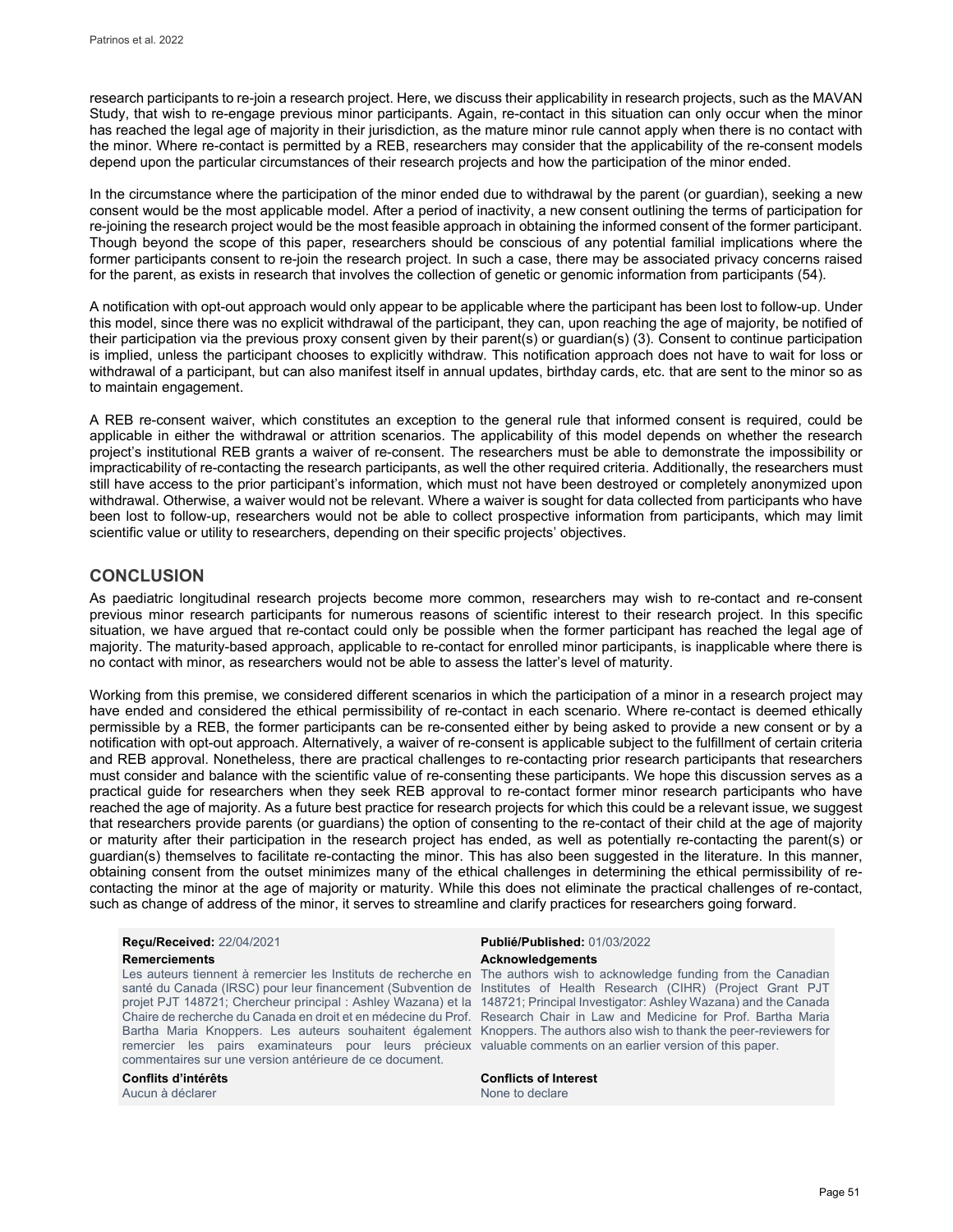research participants to re-join a research project. Here, we discuss their applicability in research projects, such as the MAVAN Study, that wish to re-engage previous minor participants. Again, re-contact in this situation can only occur when the minor has reached the legal age of majority in their jurisdiction, as the mature minor rule cannot apply when there is no contact with the minor. Where re-contact is permitted by a REB, researchers may consider that the applicability of the re-consent models depend upon the particular circumstances of their research projects and how the participation of the minor ended.

In the circumstance where the participation of the minor ended due to withdrawal by the parent (or guardian), seeking a new consent would be the most applicable model. After a period of inactivity, a new consent outlining the terms of participation for re-joining the research project would be the most feasible approach in obtaining the informed consent of the former participant. Though beyond the scope of this paper, researchers should be conscious of any potential familial implications where the former participants consent to re-join the research project. In such a case, there may be associated privacy concerns raised for the parent, as exists in research that involves the collection of genetic or genomic information from participants (54).

A notification with opt-out approach would only appear to be applicable where the participant has been lost to follow-up. Under this model, since there was no explicit withdrawal of the participant, they can, upon reaching the age of majority, be notified of their participation via the previous proxy consent given by their parent(s) or guardian(s) (3). Consent to continue participation is implied, unless the participant chooses to explicitly withdraw. This notification approach does not have to wait for loss or withdrawal of a participant, but can also manifest itself in annual updates, birthday cards, etc. that are sent to the minor so as to maintain engagement.

A REB re-consent waiver, which constitutes an exception to the general rule that informed consent is required, could be applicable in either the withdrawal or attrition scenarios. The applicability of this model depends on whether the research project's institutional REB grants a waiver of re-consent. The researchers must be able to demonstrate the impossibility or impracticability of re-contacting the research participants, as well the other required criteria. Additionally, the researchers must still have access to the prior participant's information, which must not have been destroyed or completely anonymized upon withdrawal. Otherwise, a waiver would not be relevant. Where a waiver is sought for data collected from participants who have been lost to follow-up, researchers would not be able to collect prospective information from participants, which may limit scientific value or utility to researchers, depending on their specific projects' objectives.

## CONCLUSION

As paediatric longitudinal research projects become more common, researchers may wish to re-contact and re-consent previous minor research participants for numerous reasons of scientific interest to their research project. In this specific situation, we have argued that re-contact could only be possible when the former participant has reached the legal age of majority. The maturity-based approach, applicable to re-contact for enrolled minor participants, is inapplicable where there is no contact with minor, as researchers would not be able to assess the latter's level of maturity.

Working from this premise, we considered different scenarios in which the participation of a minor in a research project may have ended and considered the ethical permissibility of re-contact in each scenario. Where re-contact is deemed ethically permissible by a REB, the former participants can be re-consented either by being asked to provide a new consent or by a notification with opt-out approach. Alternatively, a waiver of re-consent is applicable subject to the fulfillment of certain criteria and REB approval. Nonetheless, there are practical challenges to re-contacting prior research participants that researchers must consider and balance with the scientific value of re-consenting these participants. We hope this discussion serves as a practical guide for researchers when they seek REB approval to re-contact former minor research participants who have reached the age of majority. As a future best practice for research projects for which this could be a relevant issue, we suggest that researchers provide parents (or guardians) the option of consenting to the re-contact of their child at the age of majority or maturity after their participation in the research project has ended, as well as potentially re-contacting the parent(s) or guardian(s) themselves to facilitate re-contacting the minor. This has also been suggested in the literature. In this manner, obtaining consent from the outset minimizes many of the ethical challenges in determining the ethical permissibility of re-contacting the minor at the age of majority or maturity. While this does not eliminate the practical challenges of re-contact, such as change of address of the minor, it serves to streamline and clarify practices for researchers going forward.

**Reçu/Received:** 22/04/2021

**Publié/Published:** 01/03/2022

**Remerciements**

Les auteurs tiennent à remercier les Instituts de recherche en santé du Canada (IRSC) pour leur financement (Subvention de projet PJT 148721; Chercheur principal : Ashley Wazana) et la Chaire de recherche du Canada en droit et en médecine du Prof. Bartha Maria Knoppers. Les auteurs souhaitent également remercier les pairs examinateurs pour leurs précieux commentaires sur une version antérieure de ce document.

**Acknowledgements**

The authors wish to acknowledge funding from the Canadian Institutes of Health Research (CIHR) (Project Grant PJT 148721; Principal Investigator: Ashley Wazana) and the Canada Research Chair in Law and Medicine for Prof. Bartha Maria Knoppers. The authors also wish to thank the peer-reviewers for valuable comments on an earlier version of this paper.

**Conflits d'intérêts**

Aucun à déclarer

**Conflicts of Interest**

None to declare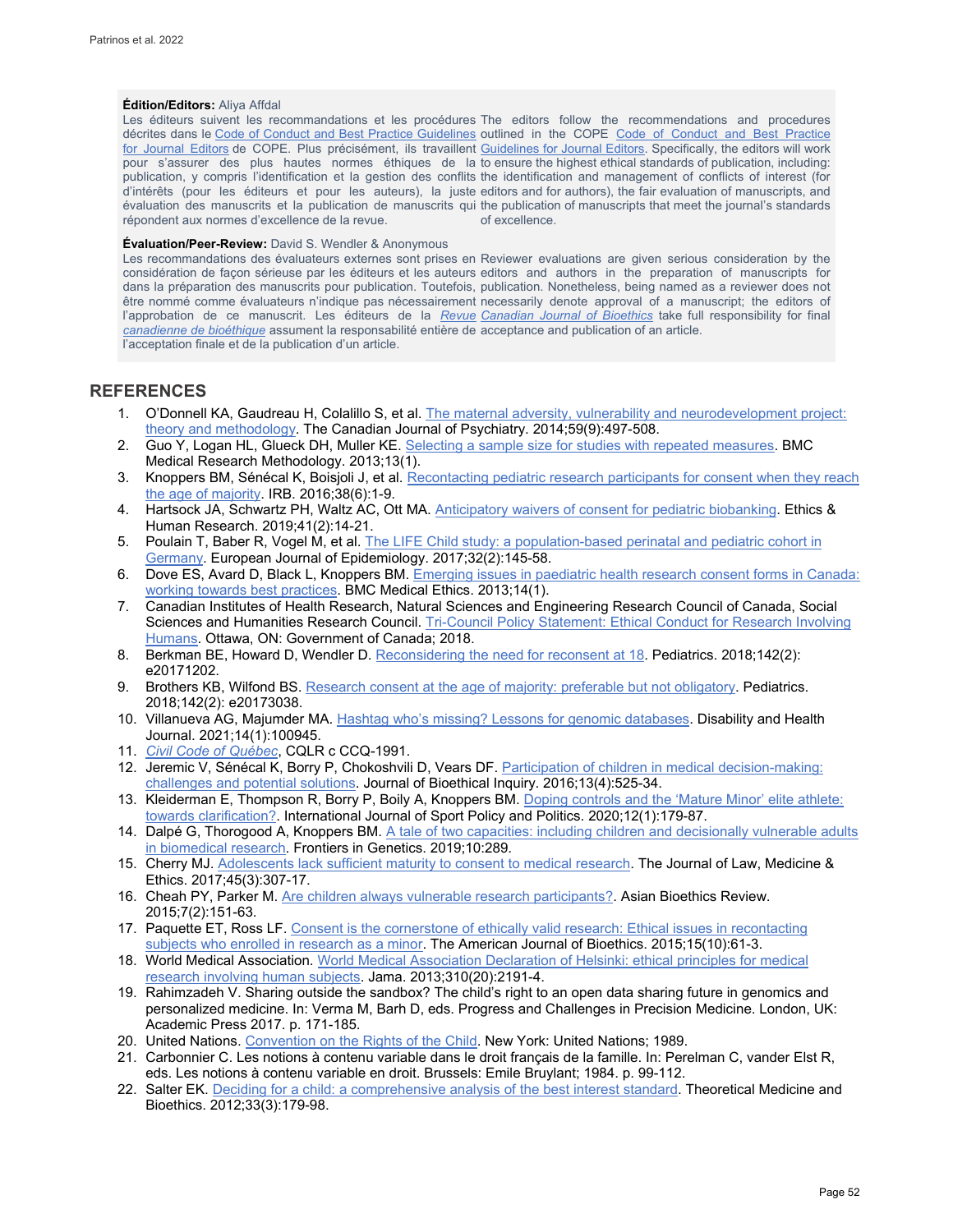**Édition/Editors:** Aliya Affdal

Les éditeurs suivent les recommandations et les procédures décrites dans le Code of Conduct and Best Practice Guidelines for Journal Editors de COPE. Plus précisément, ils travaillent pour s'assurer des plus hautes normes éthiques de la publication, y compris l'identification et la gestion des conflits d'intérêts (pour les éditeurs et pour les auteurs), la juste évaluation des manuscrits et la publication de manuscrits qui répondent aux normes d'excellence de la revue.

The editors follow the recommendations and procedures outlined in the COPE Code of Conduct and Best Practice Guidelines for Journal Editors. Specifically, the editors will work to ensure the highest ethical standards of publication, including: the identification and management of conflicts of interest (for editors and for authors), the fair evaluation of manuscripts, and the publication of manuscripts that meet the journal's standards of excellence.

**Évaluation/Peer-Review:** David S. Wendler & Anonymous

Les recommandations des évaluateurs externes sont prises en considération de façon sérieuse par les éditeurs et les auteurs dans la préparation des manuscrits pour publication. Toutefois, être nommé comme évaluateurs n'indique pas nécessairement l'approbation de ce manuscrit. Les éditeurs de la *Revue canadienne de bioéthique* assument la responsabilité entière de l'acceptation finale et de la publication d'un article.

Reviewer evaluations are given serious consideration by the editors and authors in the preparation of manuscripts for publication. Nonetheless, being named as a reviewer does not necessarily denote approval of a manuscript; the editors of *Canadian Journal of Bioethics* take full responsibility for final acceptance and publication of an article.

## REFERENCES

1. O'Donnell KA, Gaudreau H, Colalillo S, et al. The maternal adversity, vulnerability and neurodevelopment project: theory and methodology. The Canadian Journal of Psychiatry. 2014;59(9):497-508.
2. Guo Y, Logan HL, Glueck DH, Muller KE. Selecting a sample size for studies with repeated measures. BMC Medical Research Methodology. 2013;13(1).
3. Knoppers BM, Sénécal K, Boisjoli J, et al. Recontacting pediatric research participants for consent when they reach the age of majority. IRB. 2016;38(6):1-9.
4. Hartsock JA, Schwartz PH, Waltz AC, Ott MA. Anticipatory waivers of consent for pediatric biobanking. Ethics & Human Research. 2019;41(2):14-21.
5. Poulain T, Baber R, Vogel M, et al. The LIFE Child study: a population-based perinatal and pediatric cohort in Germany. European Journal of Epidemiology. 2017;32(2):145-58.
6. Dove ES, Avard D, Black L, Knoppers BM. Emerging issues in paediatric health research consent forms in Canada: working towards best practices. BMC Medical Ethics. 2013;14(1).
7. Canadian Institutes of Health Research, Natural Sciences and Engineering Research Council of Canada, Social Sciences and Humanities Research Council. Tri-Council Policy Statement: Ethical Conduct for Research Involving Humans. Ottawa, ON: Government of Canada; 2018.
8. Berkman BE, Howard D, Wendler D. Reconsidering the need for reconsent at 18. Pediatrics. 2018;142(2): e20171202.
9. Brothers KB, Wilfond BS. Research consent at the age of majority: preferable but not obligatory. Pediatrics. 2018;142(2): e20173038.
10. Villanueva AG, Majumder MA. Hashtag who's missing? Lessons for genomic databases. Disability and Health Journal. 2021;14(1):100945.
11. *Civil Code of Québec*, CQLR c CCQ-1991.
12. Jeremic V, Sénécal K, Borry P, Chokoshvili D, Vears DF. Participation of children in medical decision-making: challenges and potential solutions. Journal of Bioethical Inquiry. 2016;13(4):525-34.
13. Kleiderman E, Thompson R, Borry P, Boily A, Knoppers BM. Doping controls and the 'Mature Minor' elite athlete: towards clarification?. International Journal of Sport Policy and Politics. 2020;12(1):179-87.
14. Dalpé G, Thorogood A, Knoppers BM. A tale of two capacities: including children and decisionally vulnerable adults in biomedical research. Frontiers in Genetics. 2019;10:289.
15. Cherry MJ. Adolescents lack sufficient maturity to consent to medical research. The Journal of Law, Medicine & Ethics. 2017;45(3):307-17.
16. Cheah PY, Parker M. Are children always vulnerable research participants?. Asian Bioethics Review. 2015;7(2):151-63.
17. Paquette ET, Ross LF. Consent is the cornerstone of ethically valid research: Ethical issues in recontacting subjects who enrolled in research as a minor. The American Journal of Bioethics. 2015;15(10):61-3.
18. World Medical Association. World Medical Association Declaration of Helsinki: ethical principles for medical research involving human subjects. Jama. 2013;310(20):2191-4.
19. Rahimzadeh V. Sharing outside the sandbox? The child's right to an open data sharing future in genomics and personalized medicine. In: Verma M, Barh D, eds. Progress and Challenges in Precision Medicine. London, UK: Academic Press 2017. p. 171-185.
20. United Nations. Convention on the Rights of the Child. New York: United Nations; 1989.
21. Carbonnier C. Les notions à contenu variable dans le droit français de la famille. In: Perelman C, vander Elst R, eds. Les notions à contenu variable en droit. Brussels: Emile Bruylant; 1984. p. 99-112.
22. Salter EK. Deciding for a child: a comprehensive analysis of the best interest standard. Theoretical Medicine and Bioethics. 2012;33(3):179-98.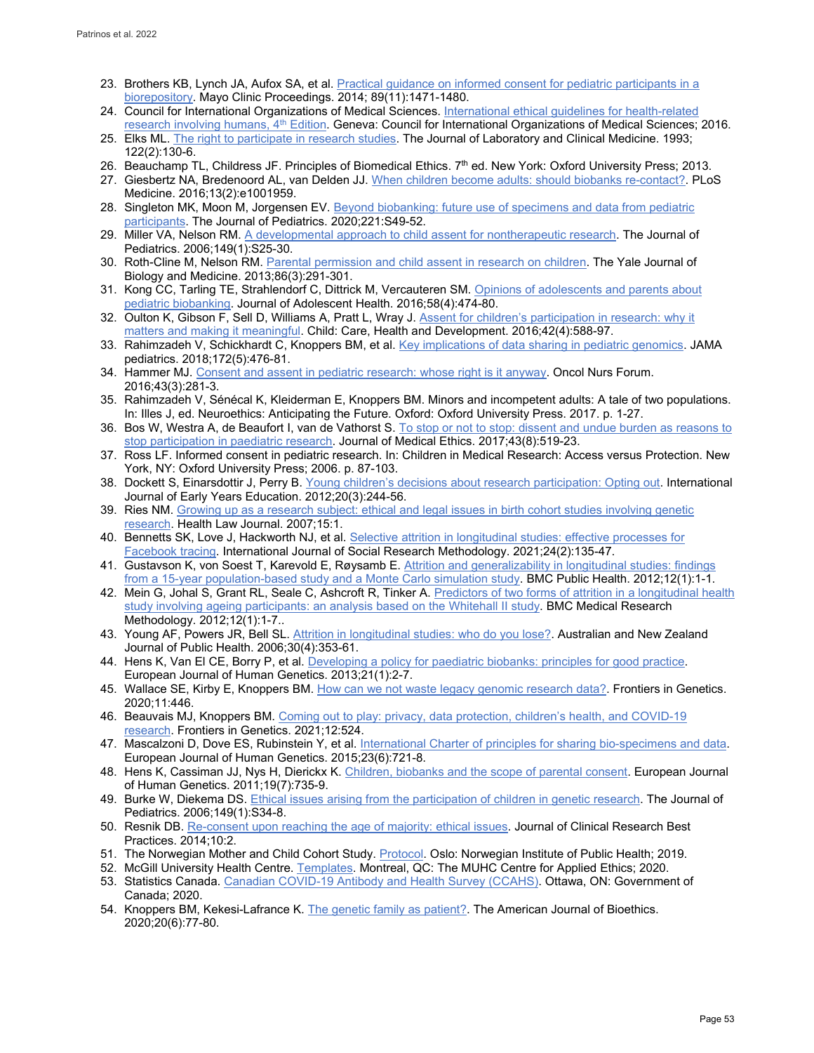23. Brothers KB, Lynch JA, Aufox SA, et al. Practical guidance on informed consent for pediatric participants in a biorepository. Mayo Clinic Proceedings. 2014; 89(11):1471-1480.
24. Council for International Organizations of Medical Sciences. International ethical guidelines for health-related research involving humans, 4th Edition. Geneva: Council for International Organizations of Medical Sciences; 2016.
25. Elks ML. The right to participate in research studies. The Journal of Laboratory and Clinical Medicine. 1993; 122(2):130-6.
26. Beauchamp TL, Childress JF. Principles of Biomedical Ethics. 7th ed. New York: Oxford University Press; 2013.
27. Giesbertz NA, Bredenoord AL, van Delden JJ. When children become adults: should biobanks re-contact?. PLoS Medicine. 2016;13(2):e1001959.
28. Singleton MK, Moon M, Jorgensen EV. Beyond biobanking: future use of specimens and data from pediatric participants. The Journal of Pediatrics. 2020;221:S49-52.
29. Miller VA, Nelson RM. A developmental approach to child assent for nontherapeutic research. The Journal of Pediatrics. 2006;149(1):S25-30.
30. Roth-Cline M, Nelson RM. Parental permission and child assent in research on children. The Yale Journal of Biology and Medicine. 2013;86(3):291-301.
31. Kong CC, Tarling TE, Strahlendorf C, Dittrick M, Vercauteren SM. Opinions of adolescents and parents about pediatric biobanking. Journal of Adolescent Health. 2016;58(4):474-80.
32. Oulton K, Gibson F, Sell D, Williams A, Pratt L, Wray J. Assent for children's participation in research: why it matters and making it meaningful. Child: Care, Health and Development. 2016;42(4):588-97.
33. Rahimzadeh V, Schickhardt C, Knoppers BM, et al. Key implications of data sharing in pediatric genomics. JAMA pediatrics. 2018;172(5):476-81.
34. Hammer MJ. Consent and assent in pediatric research: whose right is it anyway. Oncol Nurs Forum. 2016;43(3):281-3.
35. Rahimzadeh V, Sénécal K, Kleiderman E, Knoppers BM. Minors and incompetent adults: A tale of two populations. In: Illes J, ed. Neuroethics: Anticipating the Future. Oxford: Oxford University Press. 2017. p. 1-27.
36. Bos W, Westra A, de Beaufort I, van de Vathorst S. To stop or not to stop: dissent and undue burden as reasons to stop participation in paediatric research. Journal of Medical Ethics. 2017;43(8):519-23.
37. Ross LF. Informed consent in pediatric research. In: Children in Medical Research: Access versus Protection. New York, NY: Oxford University Press; 2006. p. 87-103.
38. Dockett S, Einarsdottir J, Perry B. Young children's decisions about research participation: Opting out. International Journal of Early Years Education. 2012;20(3):244-56.
39. Ries NM. Growing up as a research subject: ethical and legal issues in birth cohort studies involving genetic research. Health Law Journal. 2007;15:1.
40. Bennetts SK, Love J, Hackworth NJ, et al. Selective attrition in longitudinal studies: effective processes for Facebook tracing. International Journal of Social Research Methodology. 2021;24(2):135-47.
41. Gustavson K, von Soest T, Karevold E, Røysamb E. Attrition and generalizability in longitudinal studies: findings from a 15-year population-based study and a Monte Carlo simulation study. BMC Public Health. 2012;12(1):1-1.
42. Mein G, Johal S, Grant RL, Seale C, Ashcroft R, Tinker A. Predictors of two forms of attrition in a longitudinal health study involving ageing participants: an analysis based on the Whitehall II study. BMC Medical Research Methodology. 2012;12(1):1-7..
43. Young AF, Powers JR, Bell SL. Attrition in longitudinal studies: who do you lose?. Australian and New Zealand Journal of Public Health. 2006;30(4):353-61.
44. Hens K, Van El CE, Borry P, et al. Developing a policy for paediatric biobanks: principles for good practice. European Journal of Human Genetics. 2013;21(1):2-7.
45. Wallace SE, Kirby E, Knoppers BM. How can we not waste legacy genomic research data?. Frontiers in Genetics. 2020;11:446.
46. Beauvais MJ, Knoppers BM. Coming out to play: privacy, data protection, children's health, and COVID-19 research. Frontiers in Genetics. 2021;12:524.
47. Mascalzoni D, Dove ES, Rubinstein Y, et al. International Charter of principles for sharing bio-specimens and data. European Journal of Human Genetics. 2015;23(6):721-8.
48. Hens K, Cassiman JJ, Nys H, Dierickx K. Children, biobanks and the scope of parental consent. European Journal of Human Genetics. 2011;19(7):735-9.
49. Burke W, Diekema DS. Ethical issues arising from the participation of children in genetic research. The Journal of Pediatrics. 2006;149(1):S34-8.
50. Resnik DB. Re-consent upon reaching the age of majority: ethical issues. Journal of Clinical Research Best Practices. 2014;10:2.
51. The Norwegian Mother and Child Cohort Study. Protocol. Oslo: Norwegian Institute of Public Health; 2019.
52. McGill University Health Centre. Templates. Montreal, QC: The MUHC Centre for Applied Ethics; 2020.
53. Statistics Canada. Canadian COVID-19 Antibody and Health Survey (CCAHS). Ottawa, ON: Government of Canada; 2020.
54. Knoppers BM, Kekesi-Lafrance K. The genetic family as patient?. The American Journal of Bioethics. 2020;20(6):77-80.